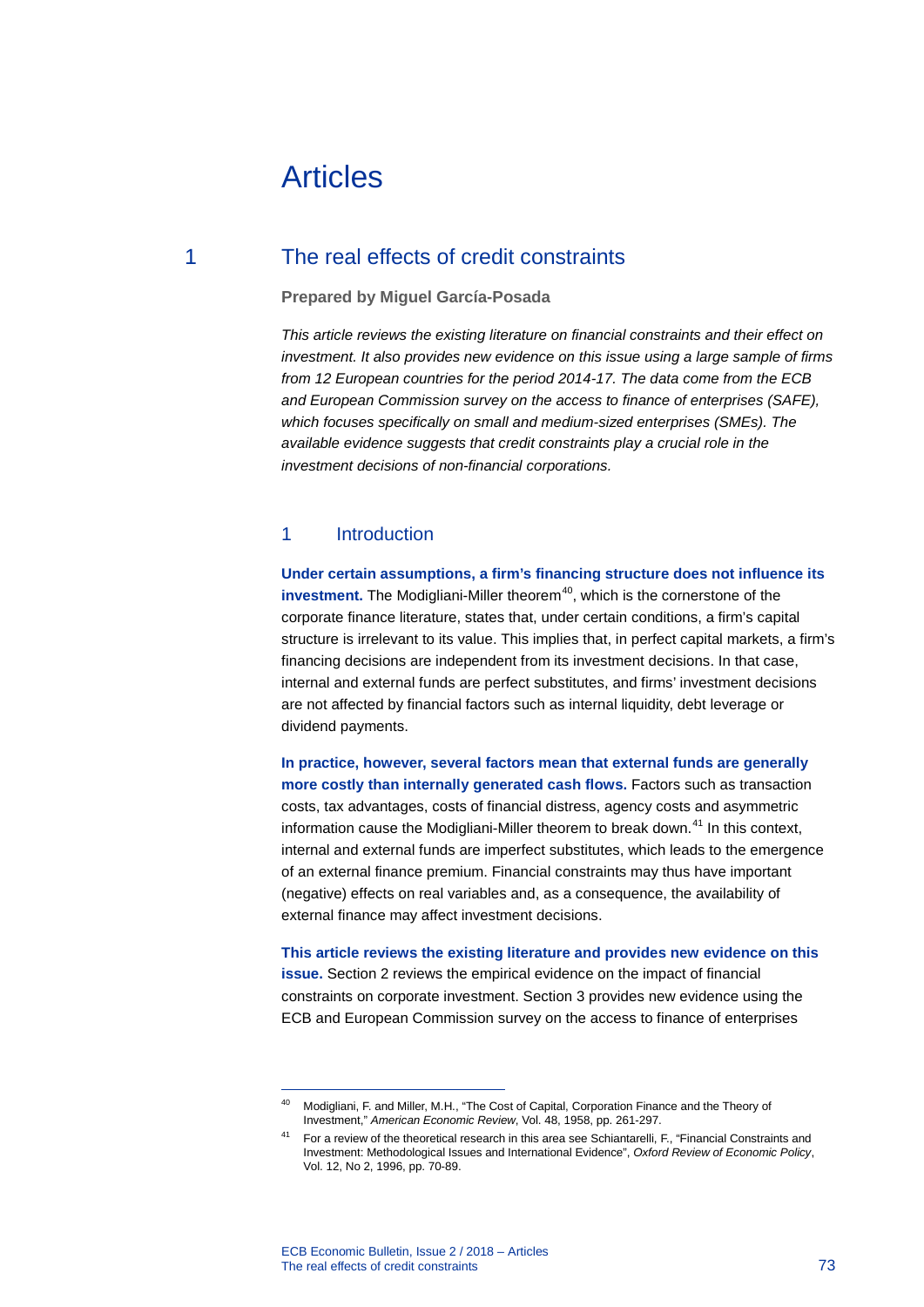# Articles

## 1 The real effects of credit constraints

**Prepared by Miguel García-Posada**

*This article reviews the existing literature on financial constraints and their effect on investment. It also provides new evidence on this issue using a large sample of firms from 12 European countries for the period 2014-17. The data come from the ECB and European Commission survey on the access to finance of enterprises (SAFE), which focuses specifically on small and medium-sized enterprises (SMEs). The available evidence suggests that credit constraints play a crucial role in the investment decisions of non-financial corporations.*

### 1 Introduction

**Under certain assumptions, a firm's financing structure does not influence its investment.** The Modigliani-Miller theorem[40], which is the cornerstone of the corporate finance literature, states that, under certain conditions, a firm's capital structure is irrelevant to its value. This implies that, in perfect capital markets, a firm's financing decisions are independent from its investment decisions. In that case, internal and external funds are perfect substitutes, and firms' investment decisions are not affected by financial factors such as internal liquidity, debt leverage or dividend payments.

**In practice, however, several factors mean that external funds are generally more costly than internally generated cash flows.** Factors such as transaction costs, tax advantages, costs of financial distress, agency costs and asymmetric information cause the Modigliani-Miller theorem to break down.[41] In this context, internal and external funds are imperfect substitutes, which leads to the emergence of an external finance premium. Financial constraints may thus have important (negative) effects on real variables and, as a consequence, the availability of external finance may affect investment decisions.

**This article reviews the existing literature and provides new evidence on this issue.** Section 2 reviews the empirical evidence on the impact of financial constraints on corporate investment. Section 3 provides new evidence using the ECB and European Commission survey on the access to finance of enterprises

---

[40] Modigliani, F. and Miller, M.H., "The Cost of Capital, Corporation Finance and the Theory of Investment," *American Economic Review*, Vol. 48, 1958, pp. 261-297.

[41] For a review of the theoretical research in this area see Schiantarelli, F., "Financial Constraints and Investment: Methodological Issues and International Evidence", *Oxford Review of Economic Policy*, Vol. 12, No 2, 1996, pp. 70-89.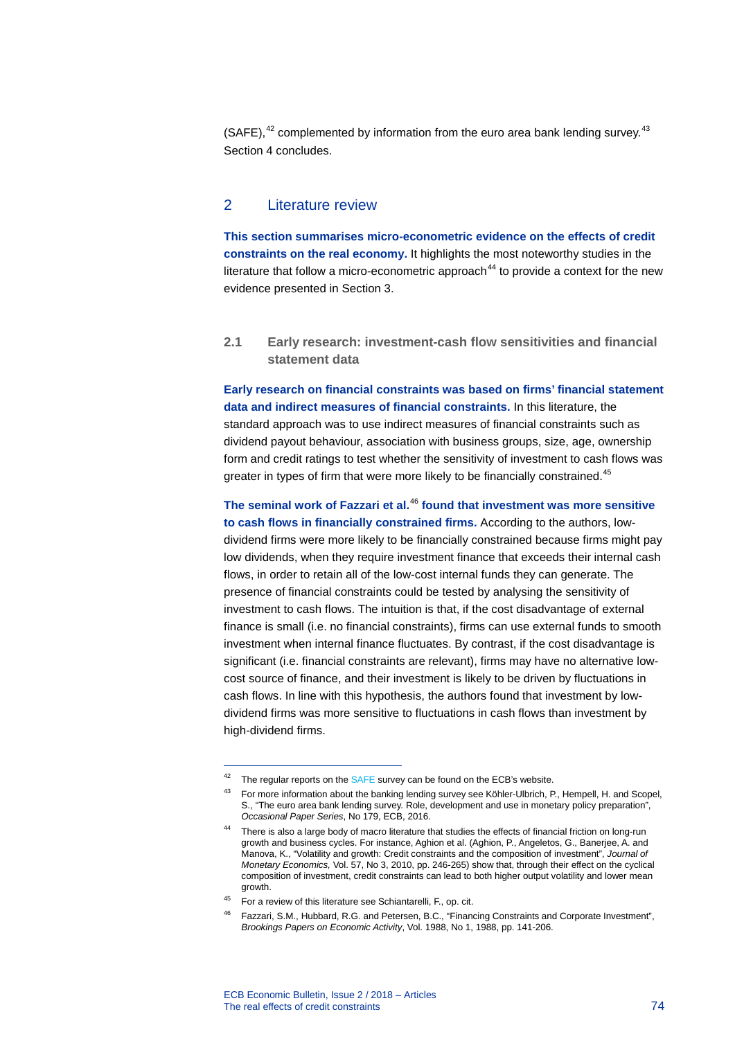(SAFE),[42] complemented by information from the euro area bank lending survey.[43] Section 4 concludes.

## 2 Literature review

**This section summarises micro-econometric evidence on the effects of credit constraints on the real economy.** It highlights the most noteworthy studies in the literature that follow a micro-econometric approach[44] to provide a context for the new evidence presented in Section 3.

### 2.1 Early research: investment-cash flow sensitivities and financial statement data

**Early research on financial constraints was based on firms' financial statement data and indirect measures of financial constraints.** In this literature, the standard approach was to use indirect measures of financial constraints such as dividend payout behaviour, association with business groups, size, age, ownership form and credit ratings to test whether the sensitivity of investment to cash flows was greater in types of firm that were more likely to be financially constrained.[45]

**The seminal work of Fazzari et al.[46] found that investment was more sensitive to cash flows in financially constrained firms.** According to the authors, low-dividend firms were more likely to be financially constrained because firms might pay low dividends, when they require investment finance that exceeds their internal cash flows, in order to retain all of the low-cost internal funds they can generate. The presence of financial constraints could be tested by analysing the sensitivity of investment to cash flows. The intuition is that, if the cost disadvantage of external finance is small (i.e. no financial constraints), firms can use external funds to smooth investment when internal finance fluctuates. By contrast, if the cost disadvantage is significant (i.e. financial constraints are relevant), firms may have no alternative low-cost source of finance, and their investment is likely to be driven by fluctuations in cash flows. In line with this hypothesis, the authors found that investment by low-dividend firms was more sensitive to fluctuations in cash flows than investment by high-dividend firms.

---

[42] The regular reports on the SAFE survey can be found on the ECB's website.

[43] For more information about the banking lending survey see Köhler-Ulbrich, P., Hempell, H. and Scopel, S., "The euro area bank lending survey. Role, development and use in monetary policy preparation", *Occasional Paper Series*, No 179, ECB, 2016.

[44] There is also a large body of macro literature that studies the effects of financial friction on long-run growth and business cycles. For instance, Aghion et al. (Aghion, P., Angeletos, G., Banerjee, A. and Manova, K., "Volatility and growth: Credit constraints and the composition of investment", *Journal of Monetary Economics,* Vol. 57, No 3, 2010, pp. 246-265) show that, through their effect on the cyclical composition of investment, credit constraints can lead to both higher output volatility and lower mean growth.

[45] For a review of this literature see Schiantarelli, F., op. cit.

[46] Fazzari, S.M., Hubbard, R.G. and Petersen, B.C., "Financing Constraints and Corporate Investment", *Brookings Papers on Economic Activity*, Vol. 1988, No 1, 1988, pp. 141-206.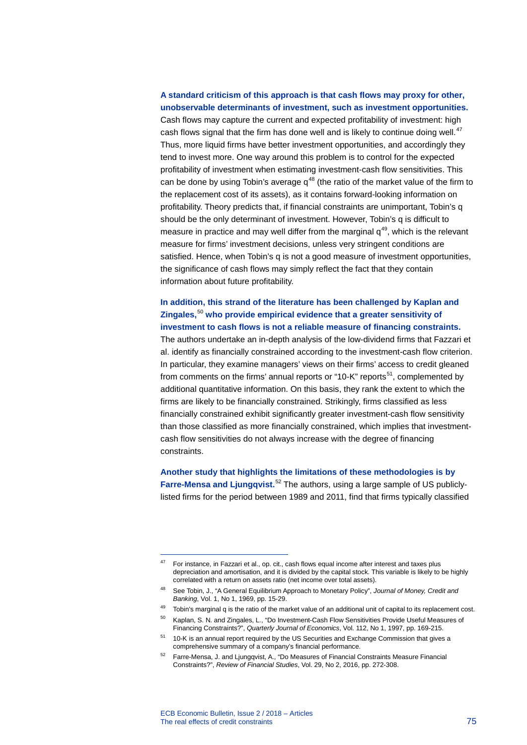**A standard criticism of this approach is that cash flows may proxy for other, unobservable determinants of investment, such as investment opportunities.** Cash flows may capture the current and expected profitability of investment: high cash flows signal that the firm has done well and is likely to continue doing well.[47] Thus, more liquid firms have better investment opportunities, and accordingly they tend to invest more. One way around this problem is to control for the expected profitability of investment when estimating investment-cash flow sensitivities. This can be done by using Tobin's average q[48] (the ratio of the market value of the firm to the replacement cost of its assets), as it contains forward-looking information on profitability. Theory predicts that, if financial constraints are unimportant, Tobin's q should be the only determinant of investment. However, Tobin's q is difficult to measure in practice and may well differ from the marginal q[49], which is the relevant measure for firms' investment decisions, unless very stringent conditions are satisfied. Hence, when Tobin's q is not a good measure of investment opportunities, the significance of cash flows may simply reflect the fact that they contain information about future profitability.

**In addition, this strand of the literature has been challenged by Kaplan and Zingales,[50] who provide empirical evidence that a greater sensitivity of investment to cash flows is not a reliable measure of financing constraints.** The authors undertake an in-depth analysis of the low-dividend firms that Fazzari et al. identify as financially constrained according to the investment-cash flow criterion. In particular, they examine managers' views on their firms' access to credit gleaned from comments on the firms' annual reports or "10-K" reports[51], complemented by additional quantitative information. On this basis, they rank the extent to which the firms are likely to be financially constrained. Strikingly, firms classified as less financially constrained exhibit significantly greater investment-cash flow sensitivity than those classified as more financially constrained, which implies that investment-cash flow sensitivities do not always increase with the degree of financing constraints.

**Another study that highlights the limitations of these methodologies is by Farre-Mensa and Ljungqvist.[52]** The authors, using a large sample of US publicly-listed firms for the period between 1989 and 2011, find that firms typically classified

---

[47] For instance, in Fazzari et al., op. cit., cash flows equal income after interest and taxes plus depreciation and amortisation, and it is divided by the capital stock. This variable is likely to be highly correlated with a return on assets ratio (net income over total assets).

[48] See Tobin, J., "A General Equilibrium Approach to Monetary Policy", *Journal of Money, Credit and Banking*, Vol. 1, No 1, 1969, pp. 15-29.

[49] Tobin's marginal q is the ratio of the market value of an additional unit of capital to its replacement cost.

[50] Kaplan, S. N. and Zingales, L., "Do Investment-Cash Flow Sensitivities Provide Useful Measures of Financing Constraints?", *Quarterly Journal of Economics*, Vol. 112, No 1, 1997, pp. 169-215.

[51] 10-K is an annual report required by the US Securities and Exchange Commission that gives a comprehensive summary of a company's financial performance.

[52] Farre-Mensa, J. and Ljungqvist, A., "Do Measures of Financial Constraints Measure Financial Constraints?", *Review of Financial Studies*, Vol. 29, No 2, 2016, pp. 272-308.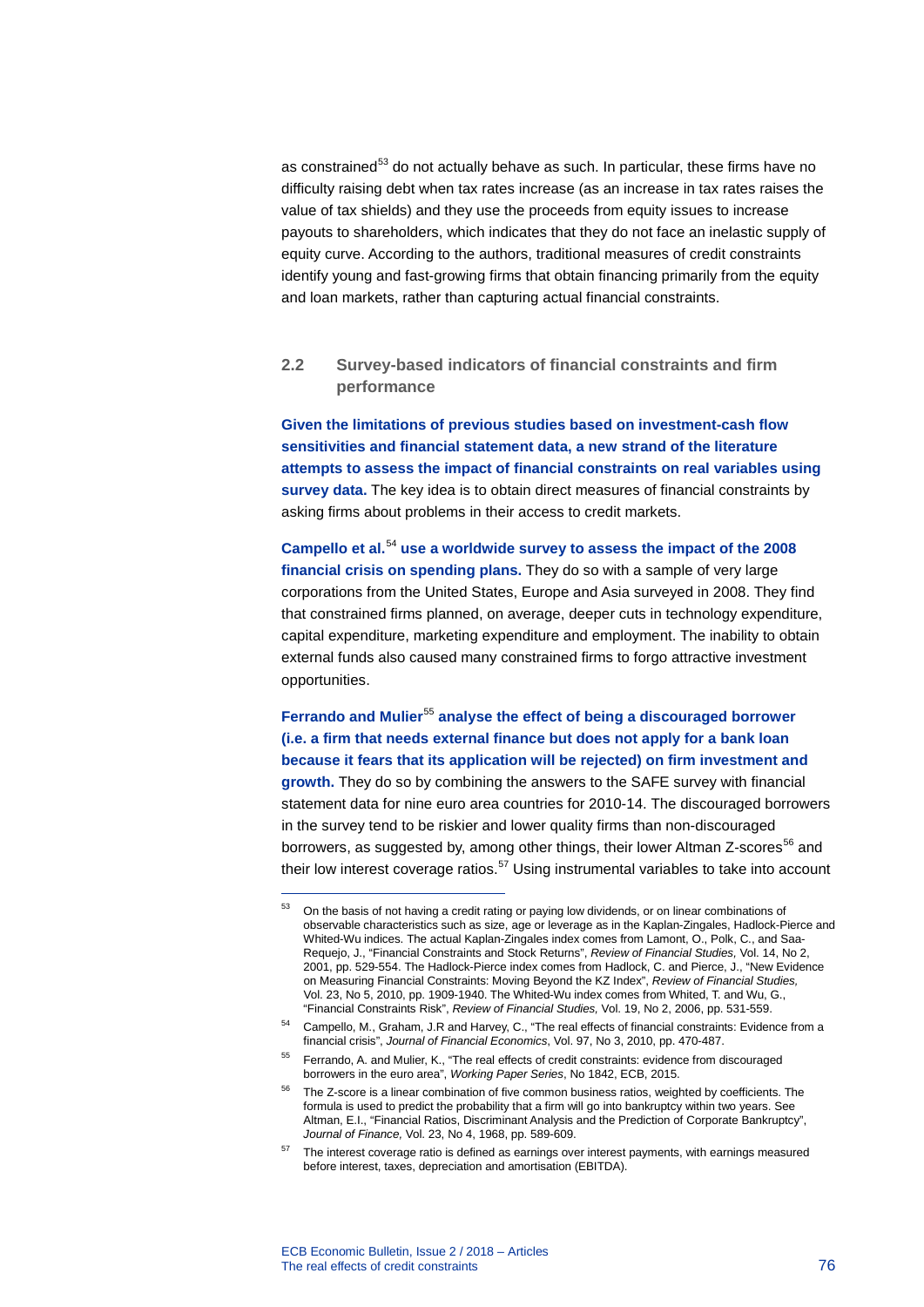as constrained[53] do not actually behave as such. In particular, these firms have no difficulty raising debt when tax rates increase (as an increase in tax rates raises the value of tax shields) and they use the proceeds from equity issues to increase payouts to shareholders, which indicates that they do not face an inelastic supply of equity curve. According to the authors, traditional measures of credit constraints identify young and fast-growing firms that obtain financing primarily from the equity and loan markets, rather than capturing actual financial constraints.

## 2.2 Survey-based indicators of financial constraints and firm performance

**Given the limitations of previous studies based on investment-cash flow sensitivities and financial statement data, a new strand of the literature attempts to assess the impact of financial constraints on real variables using survey data.** The key idea is to obtain direct measures of financial constraints by asking firms about problems in their access to credit markets.

**Campello et al.[54] use a worldwide survey to assess the impact of the 2008 financial crisis on spending plans.** They do so with a sample of very large corporations from the United States, Europe and Asia surveyed in 2008. They find that constrained firms planned, on average, deeper cuts in technology expenditure, capital expenditure, marketing expenditure and employment. The inability to obtain external funds also caused many constrained firms to forgo attractive investment opportunities.

**Ferrando and Mulier[55] analyse the effect of being a discouraged borrower (i.e. a firm that needs external finance but does not apply for a bank loan because it fears that its application will be rejected) on firm investment and growth.** They do so by combining the answers to the SAFE survey with financial statement data for nine euro area countries for 2010-14. The discouraged borrowers in the survey tend to be riskier and lower quality firms than non-discouraged borrowers, as suggested by, among other things, their lower Altman Z-scores[56] and their low interest coverage ratios.[57] Using instrumental variables to take into account

---

[53] On the basis of not having a credit rating or paying low dividends, or on linear combinations of observable characteristics such as size, age or leverage as in the Kaplan-Zingales, Hadlock-Pierce and Whited-Wu indices. The actual Kaplan-Zingales index comes from Lamont, O., Polk, C., and Saa-Requejo, J., "Financial Constraints and Stock Returns", *Review of Financial Studies,* Vol. 14, No 2, 2001, pp. 529-554. The Hadlock-Pierce index comes from Hadlock, C. and Pierce, J., "New Evidence on Measuring Financial Constraints: Moving Beyond the KZ Index", *Review of Financial Studies,* Vol. 23, No 5, 2010, pp. 1909-1940. The Whited-Wu index comes from Whited, T. and Wu, G., "Financial Constraints Risk", *Review of Financial Studies,* Vol. 19, No 2, 2006, pp. 531-559.

[54] Campello, M., Graham, J.R and Harvey, C., "The real effects of financial constraints: Evidence from a financial crisis", *Journal of Financial Economics*, Vol. 97, No 3, 2010, pp. 470-487.

[55] Ferrando, A. and Mulier, K., "The real effects of credit constraints: evidence from discouraged borrowers in the euro area", *Working Paper Series*, No 1842, ECB, 2015.

[56] The Z-score is a linear combination of five common business ratios, weighted by coefficients. The formula is used to predict the probability that a firm will go into bankruptcy within two years. See Altman, E.I., "Financial Ratios, Discriminant Analysis and the Prediction of Corporate Bankruptcy", *Journal of Finance,* Vol. 23, No 4, 1968, pp. 589-609.

[57] The interest coverage ratio is defined as earnings over interest payments, with earnings measured before interest, taxes, depreciation and amortisation (EBITDA).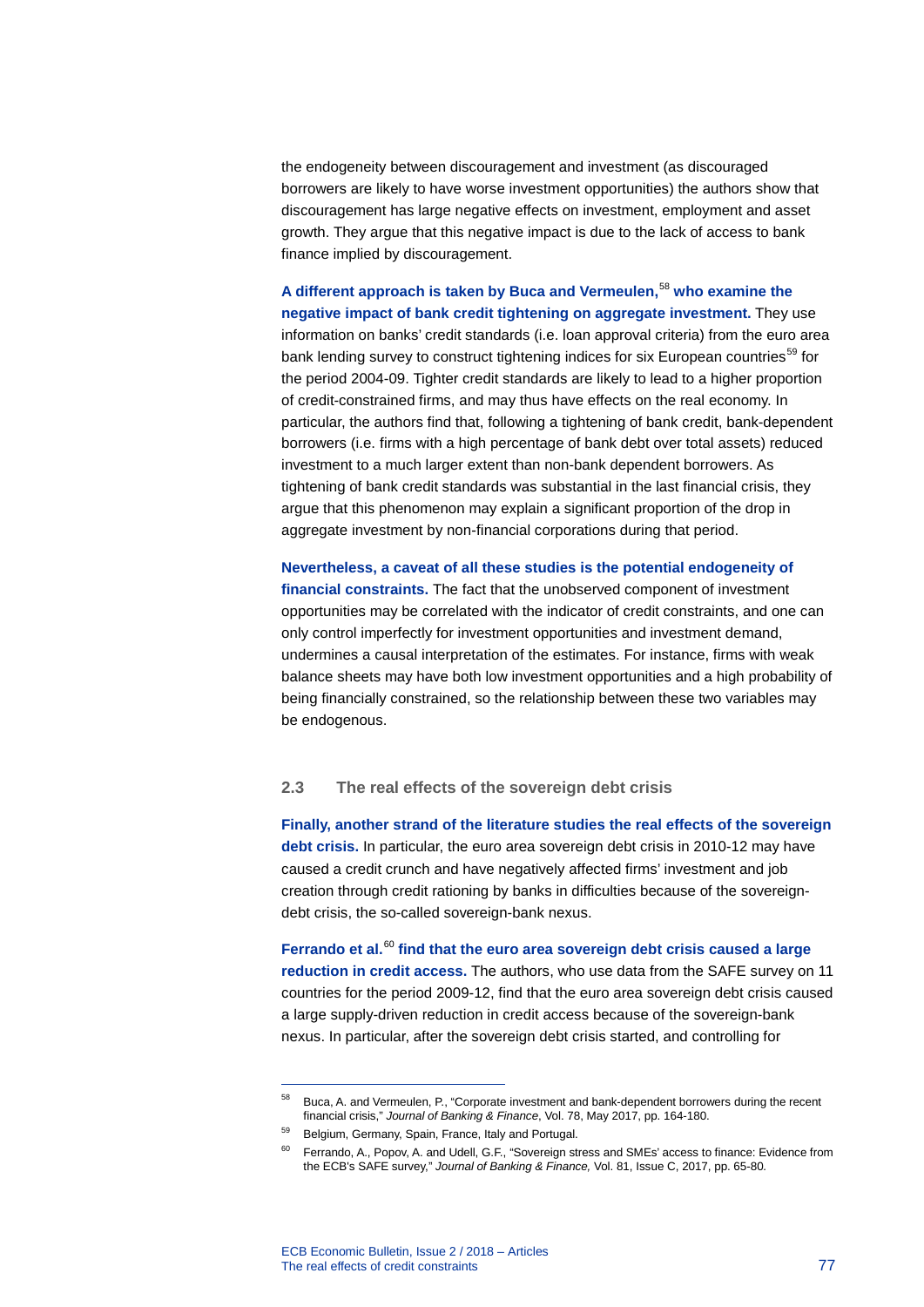the endogeneity between discouragement and investment (as discouraged borrowers are likely to have worse investment opportunities) the authors show that discouragement has large negative effects on investment, employment and asset growth. They argue that this negative impact is due to the lack of access to bank finance implied by discouragement.

**A different approach is taken by Buca and Vermeulen,[58] who examine the negative impact of bank credit tightening on aggregate investment.** They use information on banks' credit standards (i.e. loan approval criteria) from the euro area bank lending survey to construct tightening indices for six European countries[59] for the period 2004-09. Tighter credit standards are likely to lead to a higher proportion of credit-constrained firms, and may thus have effects on the real economy. In particular, the authors find that, following a tightening of bank credit, bank-dependent borrowers (i.e. firms with a high percentage of bank debt over total assets) reduced investment to a much larger extent than non-bank dependent borrowers. As tightening of bank credit standards was substantial in the last financial crisis, they argue that this phenomenon may explain a significant proportion of the drop in aggregate investment by non-financial corporations during that period.

**Nevertheless, a caveat of all these studies is the potential endogeneity of financial constraints.** The fact that the unobserved component of investment opportunities may be correlated with the indicator of credit constraints, and one can only control imperfectly for investment opportunities and investment demand, undermines a causal interpretation of the estimates. For instance, firms with weak balance sheets may have both low investment opportunities and a high probability of being financially constrained, so the relationship between these two variables may be endogenous.

### 2.3 The real effects of the sovereign debt crisis

**Finally, another strand of the literature studies the real effects of the sovereign debt crisis.** In particular, the euro area sovereign debt crisis in 2010-12 may have caused a credit crunch and have negatively affected firms' investment and job creation through credit rationing by banks in difficulties because of the sovereign-debt crisis, the so-called sovereign-bank nexus.

**Ferrando et al.[60] find that the euro area sovereign debt crisis caused a large reduction in credit access.** The authors, who use data from the SAFE survey on 11 countries for the period 2009-12, find that the euro area sovereign debt crisis caused a large supply-driven reduction in credit access because of the sovereign-bank nexus. In particular, after the sovereign debt crisis started, and controlling for

---

[58] Buca, A. and Vermeulen, P., "Corporate investment and bank-dependent borrowers during the recent financial crisis," *Journal of Banking & Finance*, Vol. 78, May 2017, pp. 164-180.

[59] Belgium, Germany, Spain, France, Italy and Portugal.

[60] Ferrando, A., Popov, A. and Udell, G.F., "Sovereign stress and SMEs' access to finance: Evidence from the ECB's SAFE survey," *Journal of Banking & Finance,* Vol. 81, Issue C, 2017, pp. 65-80.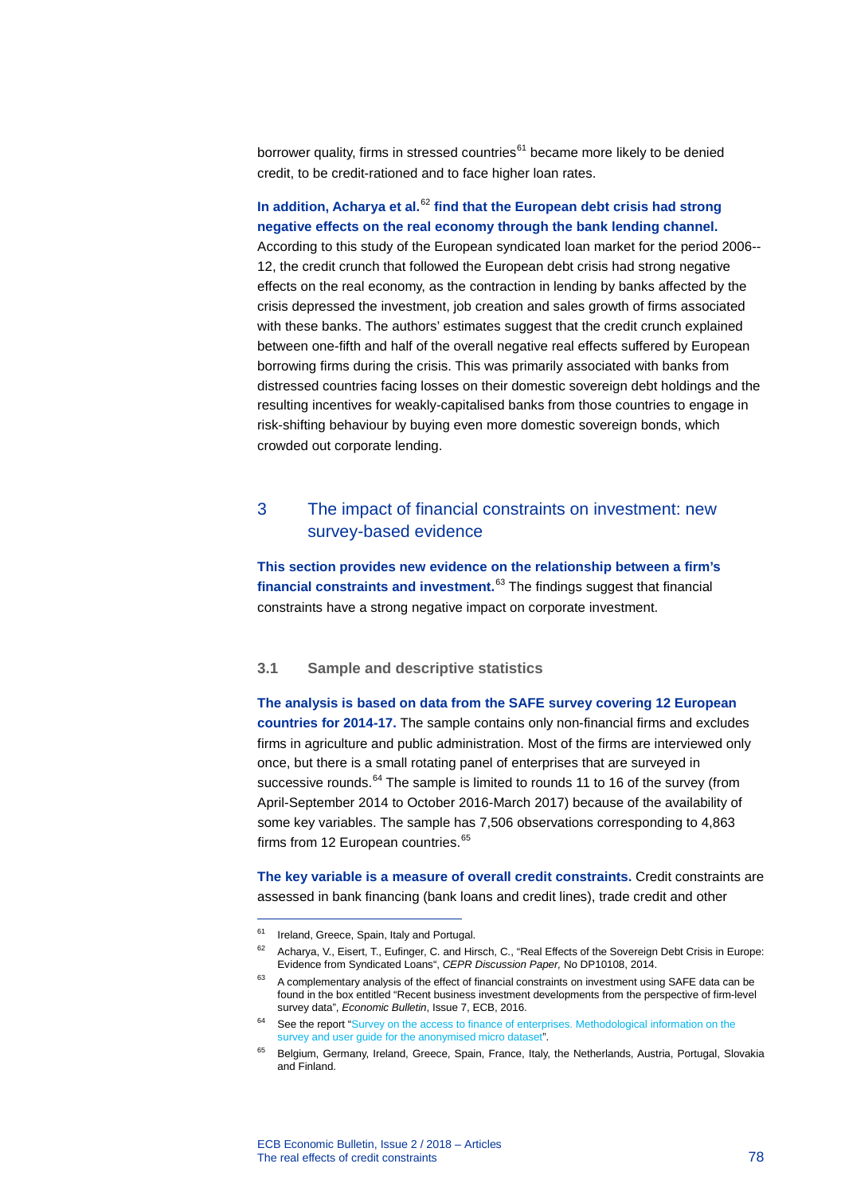borrower quality, firms in stressed countries[61] became more likely to be denied credit, to be credit-rationed and to face higher loan rates.

**In addition, Acharya et al.[62] find that the European debt crisis had strong negative effects on the real economy through the bank lending channel.** According to this study of the European syndicated loan market for the period 2006--12, the credit crunch that followed the European debt crisis had strong negative effects on the real economy, as the contraction in lending by banks affected by the crisis depressed the investment, job creation and sales growth of firms associated with these banks. The authors' estimates suggest that the credit crunch explained between one-fifth and half of the overall negative real effects suffered by European borrowing firms during the crisis. This was primarily associated with banks from distressed countries facing losses on their domestic sovereign debt holdings and the resulting incentives for weakly-capitalised banks from those countries to engage in risk-shifting behaviour by buying even more domestic sovereign bonds, which crowded out corporate lending.

## 3 The impact of financial constraints on investment: new survey-based evidence

**This section provides new evidence on the relationship between a firm's financial constraints and investment.[63]** The findings suggest that financial constraints have a strong negative impact on corporate investment.

### 3.1 Sample and descriptive statistics

**The analysis is based on data from the SAFE survey covering 12 European countries for 2014-17.** The sample contains only non-financial firms and excludes firms in agriculture and public administration. Most of the firms are interviewed only once, but there is a small rotating panel of enterprises that are surveyed in successive rounds.[64] The sample is limited to rounds 11 to 16 of the survey (from April-September 2014 to October 2016-March 2017) because of the availability of some key variables. The sample has 7,506 observations corresponding to 4,863 firms from 12 European countries.[65]

**The key variable is a measure of overall credit constraints.** Credit constraints are assessed in bank financing (bank loans and credit lines), trade credit and other

---

[61] Ireland, Greece, Spain, Italy and Portugal.

[62] Acharya, V., Eisert, T., Eufinger, C. and Hirsch, C., "Real Effects of the Sovereign Debt Crisis in Europe: Evidence from Syndicated Loans", *CEPR Discussion Paper,* No DP10108, 2014.

[63] A complementary analysis of the effect of financial constraints on investment using SAFE data can be found in the box entitled "Recent business investment developments from the perspective of firm-level survey data", *Economic Bulletin*, Issue 7, ECB, 2016.

[64] See the report "Survey on the access to finance of enterprises. Methodological information on the survey and user guide for the anonymised micro dataset".

[65] Belgium, Germany, Ireland, Greece, Spain, France, Italy, the Netherlands, Austria, Portugal, Slovakia and Finland.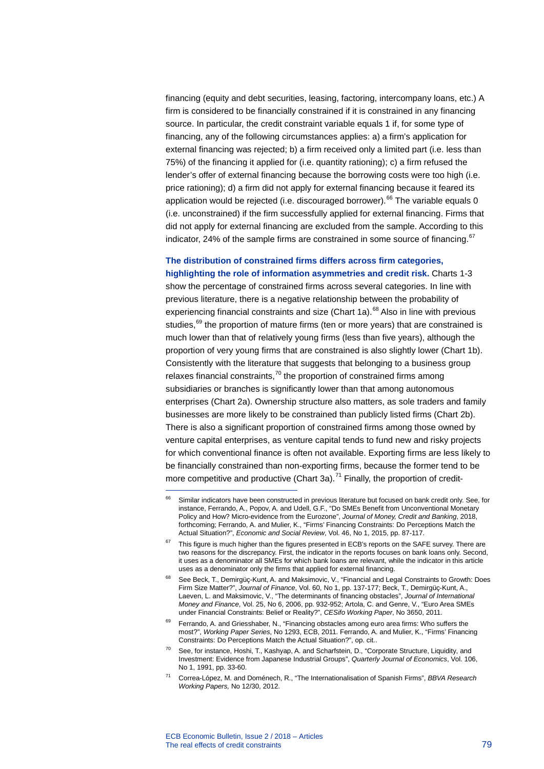financing (equity and debt securities, leasing, factoring, intercompany loans, etc.) A firm is considered to be financially constrained if it is constrained in any financing source. In particular, the credit constraint variable equals 1 if, for some type of financing, any of the following circumstances applies: a) a firm's application for external financing was rejected; b) a firm received only a limited part (i.e. less than 75%) of the financing it applied for (i.e. quantity rationing); c) a firm refused the lender's offer of external financing because the borrowing costs were too high (i.e. price rationing); d) a firm did not apply for external financing because it feared its application would be rejected (i.e. discouraged borrower).[66] The variable equals 0 (i.e. unconstrained) if the firm successfully applied for external financing. Firms that did not apply for external financing are excluded from the sample. According to this indicator, 24% of the sample firms are constrained in some source of financing.[67]

**The distribution of constrained firms differs across firm categories, highlighting the role of information asymmetries and credit risk.** Charts 1-3 show the percentage of constrained firms across several categories. In line with previous literature, there is a negative relationship between the probability of experiencing financial constraints and size (Chart 1a).[68] Also in line with previous studies,[69] the proportion of mature firms (ten or more years) that are constrained is much lower than that of relatively young firms (less than five years), although the proportion of very young firms that are constrained is also slightly lower (Chart 1b). Consistently with the literature that suggests that belonging to a business group relaxes financial constraints,[70] the proportion of constrained firms among subsidiaries or branches is significantly lower than that among autonomous enterprises (Chart 2a). Ownership structure also matters, as sole traders and family businesses are more likely to be constrained than publicly listed firms (Chart 2b). There is also a significant proportion of constrained firms among those owned by venture capital enterprises, as venture capital tends to fund new and risky projects for which conventional finance is often not available. Exporting firms are less likely to be financially constrained than non-exporting firms, because the former tend to be more competitive and productive (Chart 3a).[71] Finally, the proportion of credit-

---

[66] Similar indicators have been constructed in previous literature but focused on bank credit only. See, for instance, Ferrando, A., Popov, A. and Udell, G.F., "Do SMEs Benefit from Unconventional Monetary Policy and How? Micro-evidence from the Eurozone", *Journal of Money, Credit and Banking*, 2018, forthcoming; Ferrando, A. and Mulier, K., "Firms' Financing Constraints: Do Perceptions Match the Actual Situation?", *Economic and Social Review*, Vol. 46, No 1, 2015, pp. 87-117.

[67] This figure is much higher than the figures presented in ECB's reports on the SAFE survey. There are two reasons for the discrepancy. First, the indicator in the reports focuses on bank loans only. Second, it uses as a denominator all SMEs for which bank loans are relevant, while the indicator in this article uses as a denominator only the firms that applied for external financing.

[68] See Beck, T., Demirgüç-Kunt, A. and Maksimovic, V., "Financial and Legal Constraints to Growth: Does Firm Size Matter?", *Journal of Finance*, Vol. 60, No 1, pp. 137-177; Beck, T., Demirgüç-Kunt, A., Laeven, L. and Maksimovic, V., "The determinants of financing obstacles", *Journal of International Money and Finance*, Vol. 25, No 6, 2006, pp. 932-952; Artola, C. and Genre, V., "Euro Area SMEs under Financial Constraints: Belief or Reality?", *CESifo Working Paper*, No 3650, 2011.

[69] Ferrando, A. and Griesshaber, N., "Financing obstacles among euro area firms: Who suffers the most?", *Working Paper Series*, No 1293, ECB, 2011. Ferrando, A. and Mulier, K., "Firms' Financing Constraints: Do Perceptions Match the Actual Situation?", op. cit..

[70] See, for instance, Hoshi, T., Kashyap, A. and Scharfstein, D., "Corporate Structure, Liquidity, and Investment: Evidence from Japanese Industrial Groups", *Quarterly Journal of Economics*, Vol. 106, No 1, 1991, pp. 33-60.

[71] Correa-López, M. and Doménech, R., "The Internationalisation of Spanish Firms", *BBVA Research Working Papers,* No 12/30, 2012.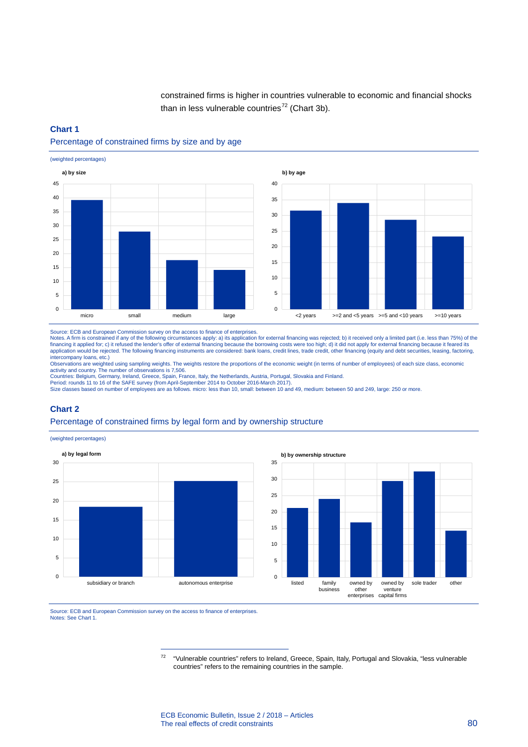constrained firms is higher in countries vulnerable to economic and financial shocks than in less vulnerable countries[72] (Chart 3b).

### Chart 1

Percentage of constrained firms by size and by age

(weighted percentages)

a) by size

b) by age

Source: ECB and European Commission survey on the access to finance of enterprises.
Notes. A firm is constrained if any of the following circumstances apply: a) its application for external financing was rejected; b) it received only a limited part (i.e. less than 75%) of the financing it applied for; c) it refused the lender's offer of external financing because the borrowing costs were too high; d) it did not apply for external financing because it feared its application would be rejected. The following financing instruments are considered: bank loans, credit lines, trade credit, other financing (equity and debt securities, leasing, factoring, intercompany loans, etc.)
Observations are weighted using sampling weights. The weights restore the proportions of the economic weight (in terms of number of employees) of each size class, economic activity and country. The number of observations is 7,506.
Countries: Belgium, Germany, Ireland, Greece, Spain, France, Italy, the Netherlands, Austria, Portugal, Slovakia and Finland.
Period: rounds 11 to 16 of the SAFE survey (from April-September 2014 to October 2016-March 2017).
Size classes based on number of employees are as follows. micro: less than 10, small: between 10 and 49, medium: between 50 and 249, large: 250 or more.

### Chart 2

Percentage of constrained firms by legal form and by ownership structure

(weighted percentages)

a) by legal form

b) by ownership structure

Source: ECB and European Commission survey on the access to finance of enterprises.
Notes: See Chart 1.

---

[72] "Vulnerable countries" refers to Ireland, Greece, Spain, Italy, Portugal and Slovakia, "less vulnerable countries" refers to the remaining countries in the sample.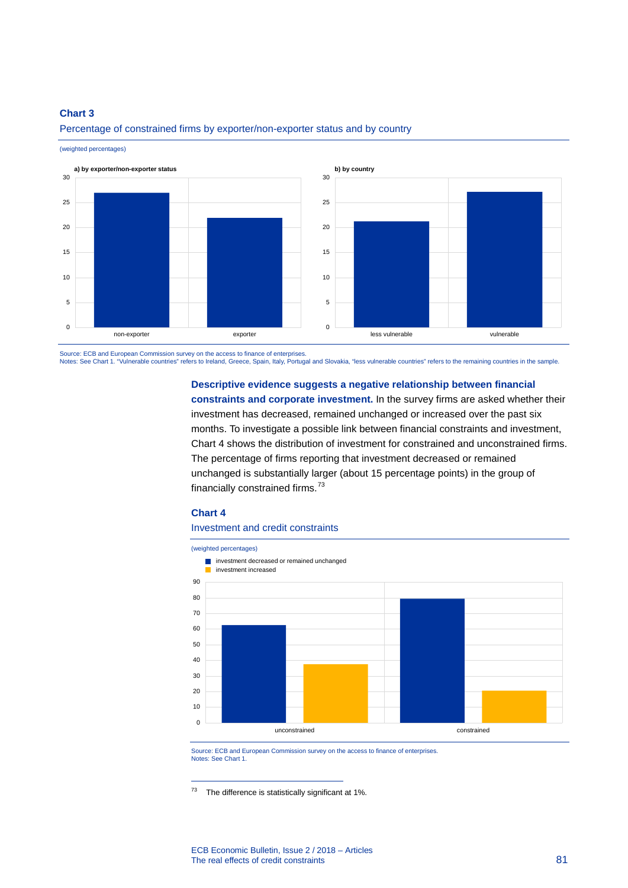**Chart 3**

Percentage of constrained firms by exporter/non-exporter status and by country

(weighted percentages)

a) by exporter/non-exporter status

b) by country

Source: ECB and European Commission survey on the access to finance of enterprises.
Notes: See Chart 1. "Vulnerable countries" refers to Ireland, Greece, Spain, Italy, Portugal and Slovakia, "less vulnerable countries" refers to the remaining countries in the sample.

**Descriptive evidence suggests a negative relationship between financial constraints and corporate investment.** In the survey firms are asked whether their investment has decreased, remained unchanged or increased over the past six months. To investigate a possible link between financial constraints and investment, Chart 4 shows the distribution of investment for constrained and unconstrained firms. The percentage of firms reporting that investment decreased or remained unchanged is substantially larger (about 15 percentage points) in the group of financially constrained firms.[73]

**Chart 4**

Investment and credit constraints

(weighted percentages)

Source: ECB and European Commission survey on the access to finance of enterprises.
Notes: See Chart 1.

[73] The difference is statistically significant at 1%.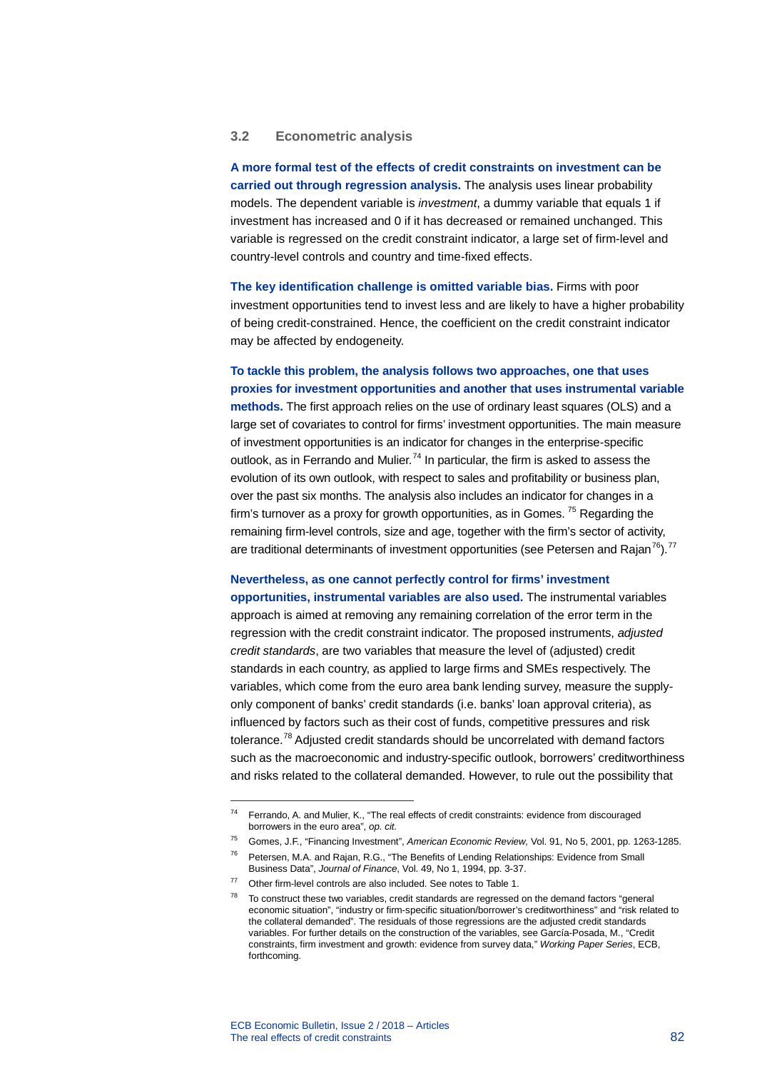### 3.2 Econometric analysis

**A more formal test of the effects of credit constraints on investment can be carried out through regression analysis.** The analysis uses linear probability models. The dependent variable is *investment*, a dummy variable that equals 1 if investment has increased and 0 if it has decreased or remained unchanged. This variable is regressed on the credit constraint indicator, a large set of firm-level and country-level controls and country and time-fixed effects.

**The key identification challenge is omitted variable bias.** Firms with poor investment opportunities tend to invest less and are likely to have a higher probability of being credit-constrained. Hence, the coefficient on the credit constraint indicator may be affected by endogeneity.

**To tackle this problem, the analysis follows two approaches, one that uses proxies for investment opportunities and another that uses instrumental variable methods.** The first approach relies on the use of ordinary least squares (OLS) and a large set of covariates to control for firms' investment opportunities. The main measure of investment opportunities is an indicator for changes in the enterprise-specific outlook, as in Ferrando and Mulier.[74] In particular, the firm is asked to assess the evolution of its own outlook, with respect to sales and profitability or business plan, over the past six months. The analysis also includes an indicator for changes in a firm's turnover as a proxy for growth opportunities, as in Gomes. [75] Regarding the remaining firm-level controls, size and age, together with the firm's sector of activity, are traditional determinants of investment opportunities (see Petersen and Rajan[76]).[77]

**Nevertheless, as one cannot perfectly control for firms' investment opportunities, instrumental variables are also used.** The instrumental variables approach is aimed at removing any remaining correlation of the error term in the regression with the credit constraint indicator. The proposed instruments, *adjusted credit standards*, are two variables that measure the level of (adjusted) credit standards in each country, as applied to large firms and SMEs respectively. The variables, which come from the euro area bank lending survey, measure the supply-only component of banks' credit standards (i.e. banks' loan approval criteria), as influenced by factors such as their cost of funds, competitive pressures and risk tolerance.[78] Adjusted credit standards should be uncorrelated with demand factors such as the macroeconomic and industry-specific outlook, borrowers' creditworthiness and risks related to the collateral demanded. However, to rule out the possibility that

---

[74] Ferrando, A. and Mulier, K., "The real effects of credit constraints: evidence from discouraged borrowers in the euro area", *op. cit.*

[75] Gomes, J.F., "Financing Investment", *American Economic Review*, Vol. 91, No 5, 2001, pp. 1263-1285.

[76] Petersen, M.A. and Rajan, R.G., "The Benefits of Lending Relationships: Evidence from Small Business Data", *Journal of Finance*, Vol. 49, No 1, 1994, pp. 3-37.

[77] Other firm-level controls are also included. See notes to Table 1.

[78] To construct these two variables, credit standards are regressed on the demand factors "general economic situation", "industry or firm-specific situation/borrower's creditworthiness" and "risk related to the collateral demanded". The residuals of those regressions are the adjusted credit standards variables. For further details on the construction of the variables, see García-Posada, M., "Credit constraints, firm investment and growth: evidence from survey data," *Working Paper Series*, ECB, forthcoming.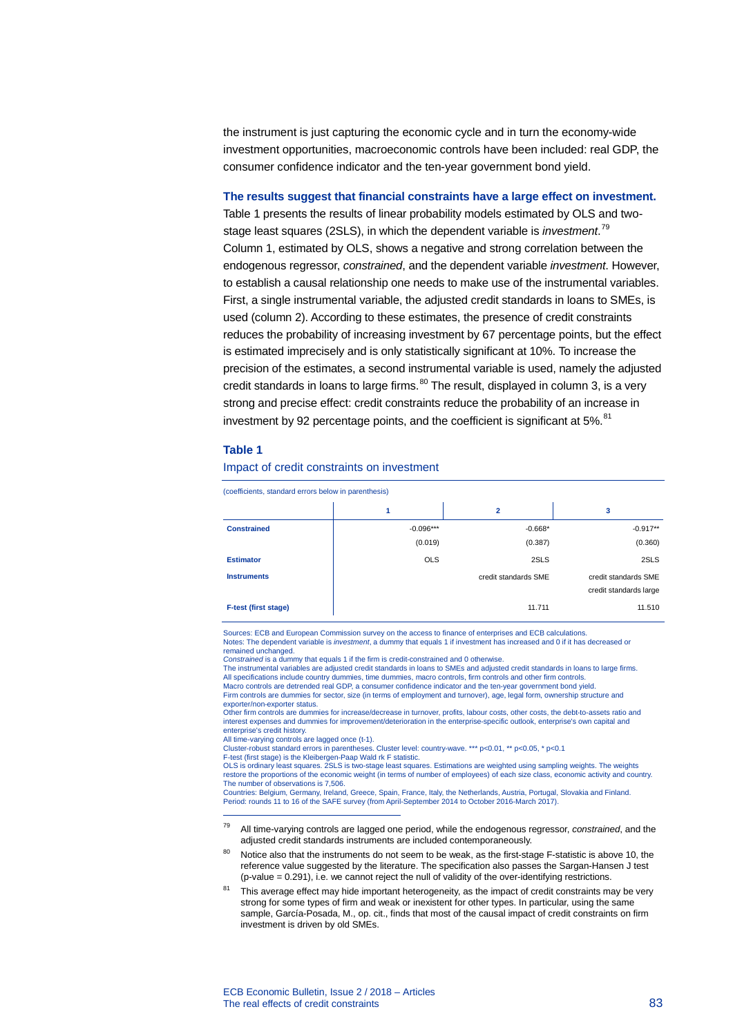the instrument is just capturing the economic cycle and in turn the economy-wide investment opportunities, macroeconomic controls have been included: real GDP, the consumer confidence indicator and the ten-year government bond yield.

**The results suggest that financial constraints have a large effect on investment.** Table 1 presents the results of linear probability models estimated by OLS and two-stage least squares (2SLS), in which the dependent variable is *investment*.[79] Column 1, estimated by OLS, shows a negative and strong correlation between the endogenous regressor, *constrained*, and the dependent variable *investment*. However, to establish a causal relationship one needs to make use of the instrumental variables. First, a single instrumental variable, the adjusted credit standards in loans to SMEs, is used (column 2). According to these estimates, the presence of credit constraints reduces the probability of increasing investment by 67 percentage points, but the effect is estimated imprecisely and is only statistically significant at 10%. To increase the precision of the estimates, a second instrumental variable is used, namely the adjusted credit standards in loans to large firms.[80] The result, displayed in column 3, is a very strong and precise effect: credit constraints reduce the probability of an increase in investment by 92 percentage points, and the coefficient is significant at 5%.[81]

**Table 1**

Impact of credit constraints on investment

(coefficients, standard errors below in parenthesis)

| | 1 | 2 | 3 |
|---|---|---|---|
| **Constrained** | -0.096*** | -0.668* | -0.917** |
| | (0.019) | (0.387) | (0.360) |
| **Estimator** | OLS | 2SLS | 2SLS |
| **Instruments** | | credit standards SME | credit standards SME<br>credit standards large |
| **F-test (first stage)** | | 11.711 | 11.510 |

Sources: ECB and European Commission survey on the access to finance of enterprises and ECB calculations.
Notes: The dependent variable is *investment*, a dummy that equals 1 if investment has increased and 0 if it has decreased or remained unchanged.
*Constrained* is a dummy that equals 1 if the firm is credit-constrained and 0 otherwise.
The instrumental variables are adjusted credit standards in loans to SMEs and adjusted credit standards in loans to large firms.
All specifications include country dummies, time dummies, macro controls, firm controls and other firm controls.
Macro controls are detrended real GDP, a consumer confidence indicator and the ten-year government bond yield.
Firm controls are dummies for sector, size (in terms of employment and turnover), age, legal form, ownership structure and exporter/non-exporter status.
Other firm controls are dummies for increase/decrease in turnover, profits, labour costs, other costs, the debt-to-assets ratio and interest expenses and dummies for improvement/deterioration in the enterprise-specific outlook, enterprise's own capital and enterprise's credit history.
All time-varying controls are lagged once (t-1).
Cluster-robust standard errors in parentheses. Cluster level: country-wave. *** p<0.01, ** p<0.05, * p<0.1
F-test (first stage) is the Kleibergen-Paap Wald rk F statistic.
OLS is ordinary least squares. 2SLS is two-stage least squares. Estimations are weighted using sampling weights. The weights restore the proportions of the economic weight (in terms of number of employees) of each size class, economic activity and country.
The number of observations is 7,506.
Countries: Belgium, Germany, Ireland, Greece, Spain, France, Italy, the Netherlands, Austria, Portugal, Slovakia and Finland.
Period: rounds 11 to 16 of the SAFE survey (from April-September 2014 to October 2016-March 2017).

---

[79] All time-varying controls are lagged one period, while the endogenous regressor, *constrained*, and the adjusted credit standards instruments are included contemporaneously.

[80] Notice also that the instruments do not seem to be weak, as the first-stage F-statistic is above 10, the reference value suggested by the literature. The specification also passes the Sargan-Hansen J test (p-value = 0.291), i.e. we cannot reject the null of validity of the over-identifying restrictions.

[81] This average effect may hide important heterogeneity, as the impact of credit constraints may be very strong for some types of firm and weak or inexistent for other types. In particular, using the same sample, García-Posada, M., op. cit., finds that most of the causal impact of credit constraints on firm investment is driven by old SMEs.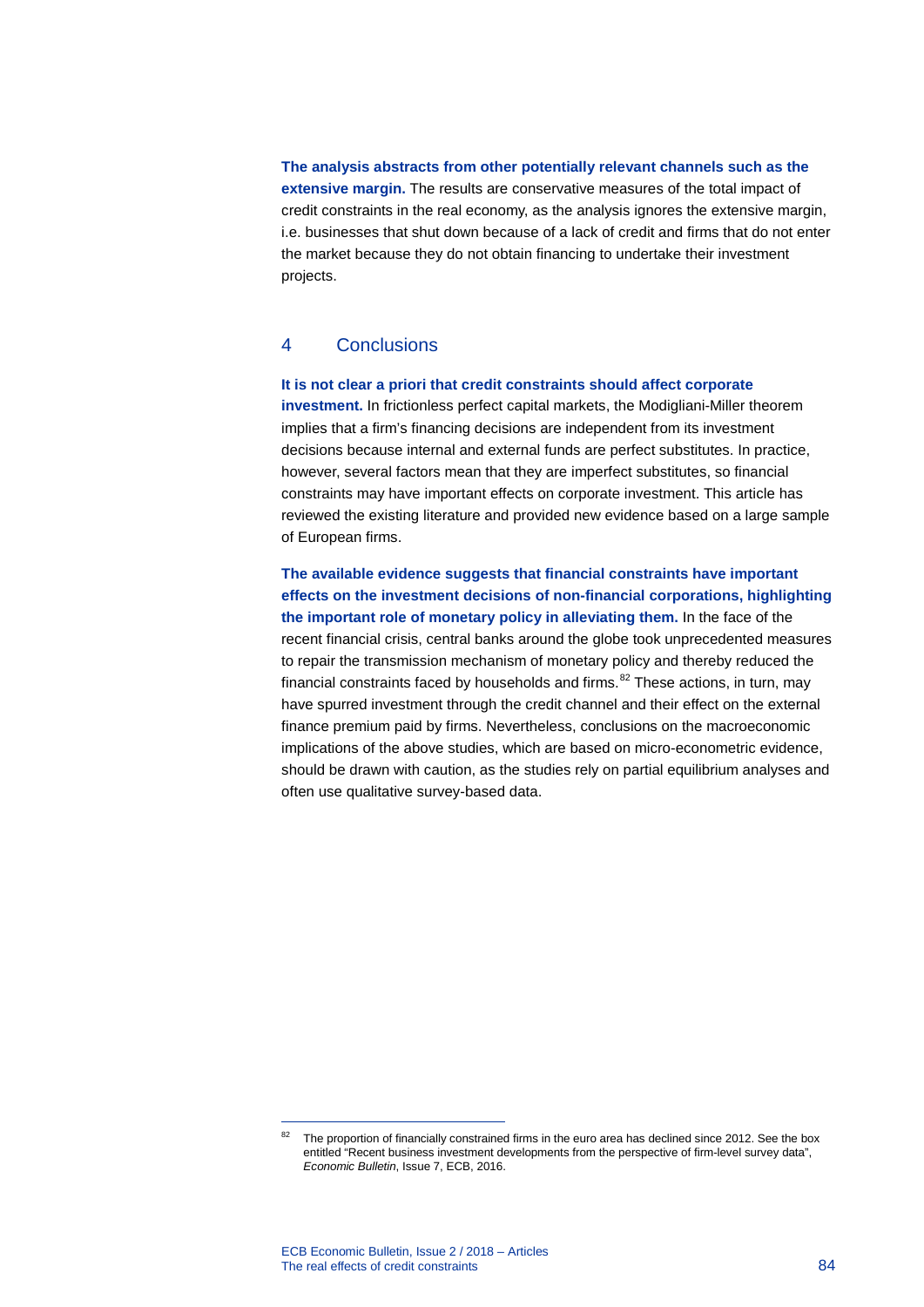**The analysis abstracts from other potentially relevant channels such as the extensive margin.** The results are conservative measures of the total impact of credit constraints in the real economy, as the analysis ignores the extensive margin, i.e. businesses that shut down because of a lack of credit and firms that do not enter the market because they do not obtain financing to undertake their investment projects.

## 4 Conclusions

**It is not clear a priori that credit constraints should affect corporate investment.** In frictionless perfect capital markets, the Modigliani-Miller theorem implies that a firm's financing decisions are independent from its investment decisions because internal and external funds are perfect substitutes. In practice, however, several factors mean that they are imperfect substitutes, so financial constraints may have important effects on corporate investment. This article has reviewed the existing literature and provided new evidence based on a large sample of European firms.

**The available evidence suggests that financial constraints have important effects on the investment decisions of non-financial corporations, highlighting the important role of monetary policy in alleviating them.** In the face of the recent financial crisis, central banks around the globe took unprecedented measures to repair the transmission mechanism of monetary policy and thereby reduced the financial constraints faced by households and firms.[82] These actions, in turn, may have spurred investment through the credit channel and their effect on the external finance premium paid by firms. Nevertheless, conclusions on the macroeconomic implications of the above studies, which are based on micro-econometric evidence, should be drawn with caution, as the studies rely on partial equilibrium analyses and often use qualitative survey-based data.

[82] The proportion of financially constrained firms in the euro area has declined since 2012. See the box entitled "Recent business investment developments from the perspective of firm-level survey data", *Economic Bulletin*, Issue 7, ECB, 2016.